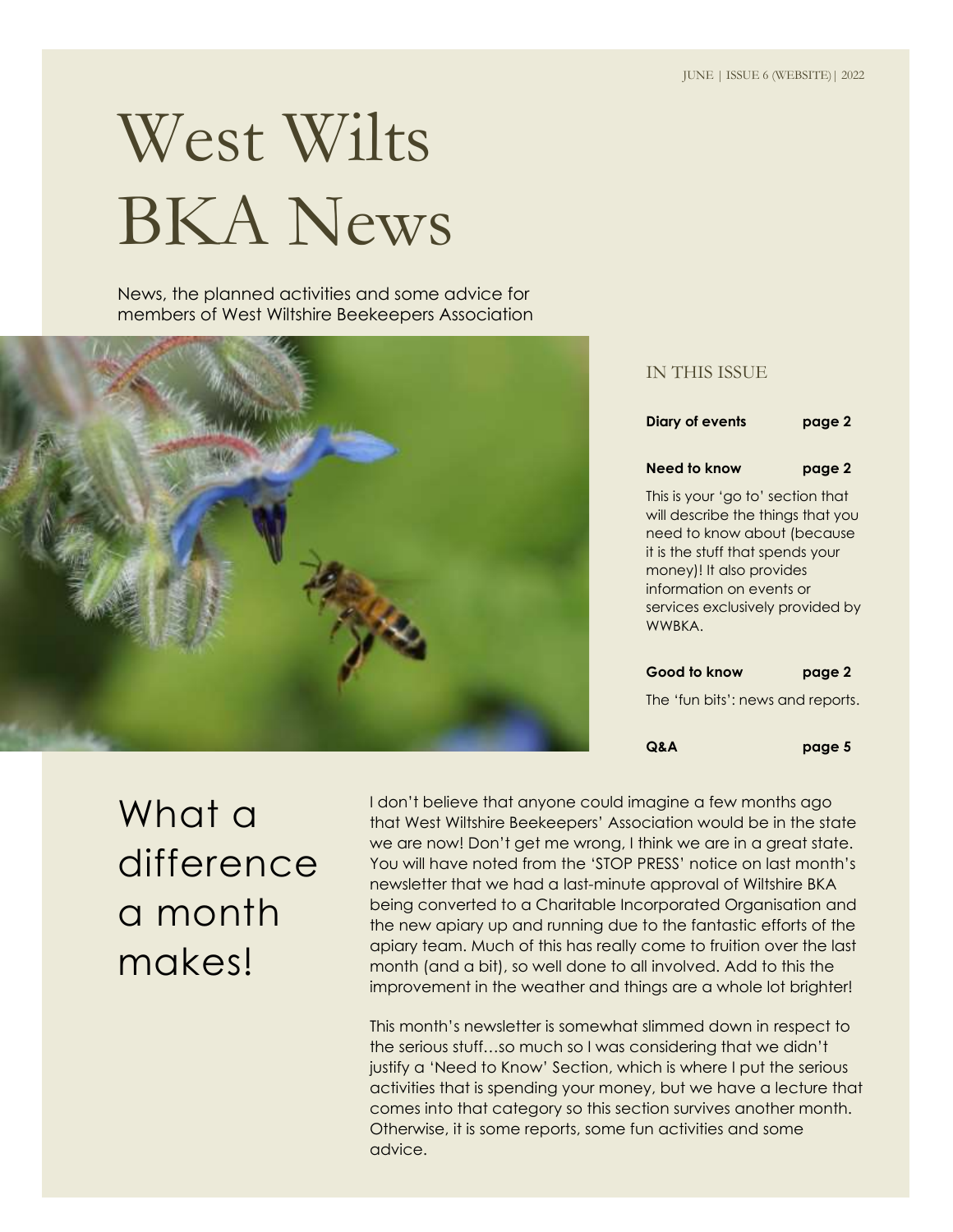JUNE | ISSUE 6 (WEBSITE) | 2022

# West Wilts BKA News

News, the planned activities and some advice for members of West Wiltshire Beekeepers Association

IN THIS ISSUE

**Diary of events** **page 2**

**Need to know** **page 2**

This is your 'go to' section that will describe the things that you need to know about (because it is the stuff that spends your money)! It also provides information on events or services exclusively provided by WWBKA.

**Good to know** **page 2**

The 'fun bits': news and reports.

**Q&A** **page 5**

## What a difference a month makes!

I don't believe that anyone could imagine a few months ago that West Wiltshire Beekeepers' Association would be in the state we are now! Don't get me wrong, I think we are in a great state. You will have noted from the 'STOP PRESS' notice on last month's newsletter that we had a last-minute approval of Wiltshire BKA being converted to a Charitable Incorporated Organisation and the new apiary up and running due to the fantastic efforts of the apiary team. Much of this has really come to fruition over the last month (and a bit), so well done to all involved. Add to this the improvement in the weather and things are a whole lot brighter!

This month's newsletter is somewhat slimmed down in respect to the serious stuff…so much so I was considering that we didn't justify a 'Need to Know' Section, which is where I put the serious activities that is spending your money, but we have a lecture that comes into that category so this section survives another month. Otherwise, it is some reports, some fun activities and some advice.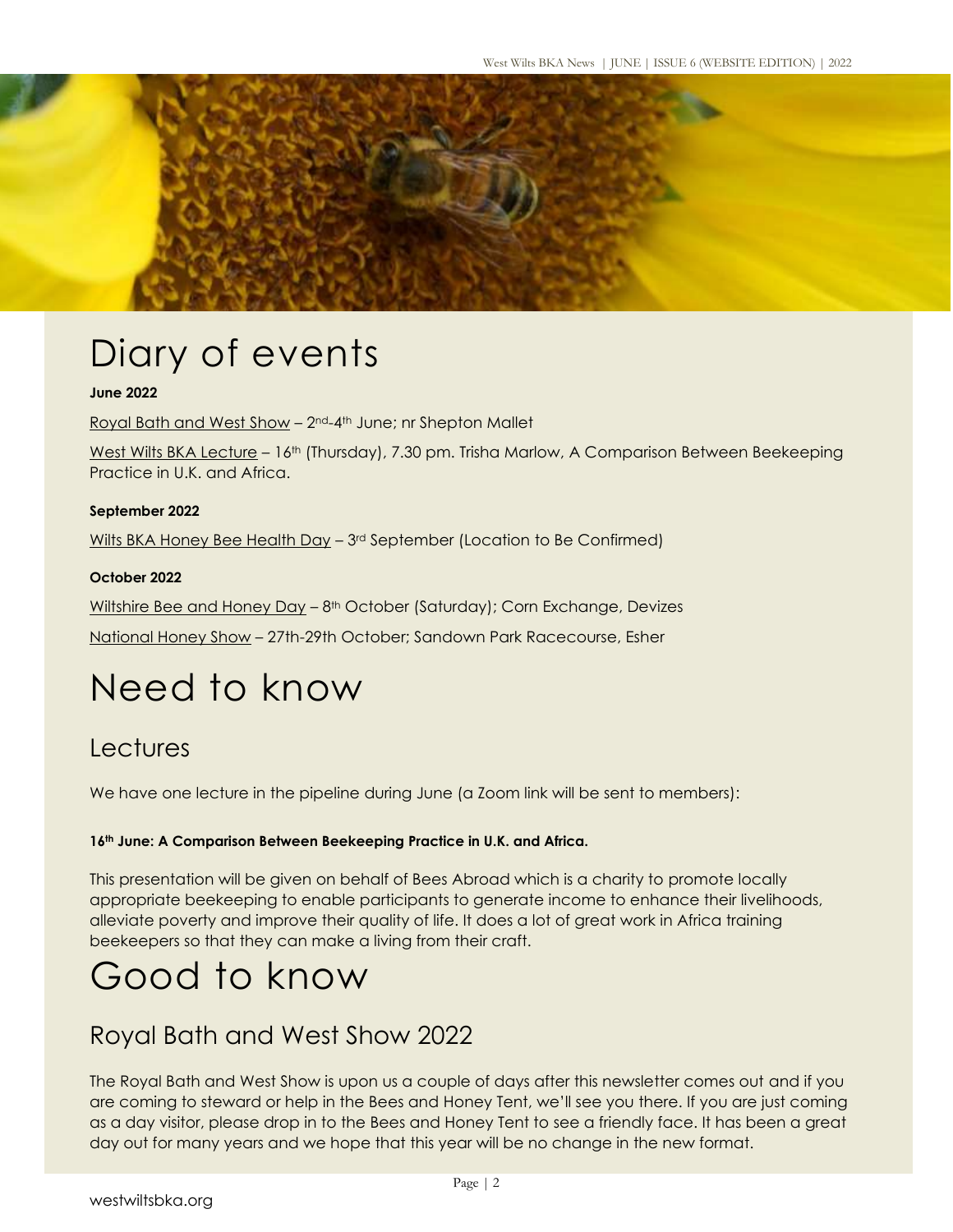# Diary of events

**June 2022**

Royal Bath and West Show – 2nd-4th June; nr Shepton Mallet

West Wilts BKA Lecture – 16th (Thursday), 7.30 pm. Trisha Marlow, A Comparison Between Beekeeping Practice in U.K. and Africa.

**September 2022**

Wilts BKA Honey Bee Health Day – 3rd September (Location to Be Confirmed)

**October 2022**

Wiltshire Bee and Honey Day – 8th October (Saturday); Corn Exchange, Devizes

National Honey Show – 27th-29th October; Sandown Park Racecourse, Esher

# Need to know

## Lectures

We have one lecture in the pipeline during June (a Zoom link will be sent to members):

**16th June: A Comparison Between Beekeeping Practice in U.K. and Africa.**

This presentation will be given on behalf of Bees Abroad which is a charity to promote locally appropriate beekeeping to enable participants to generate income to enhance their livelihoods, alleviate poverty and improve their quality of life. It does a lot of great work in Africa training beekeepers so that they can make a living from their craft.

# Good to know

## Royal Bath and West Show 2022

The Royal Bath and West Show is upon us a couple of days after this newsletter comes out and if you are coming to steward or help in the Bees and Honey Tent, we'll see you there. If you are just coming as a day visitor, please drop in to the Bees and Honey Tent to see a friendly face. It has been a great day out for many years and we hope that this year will be no change in the new format.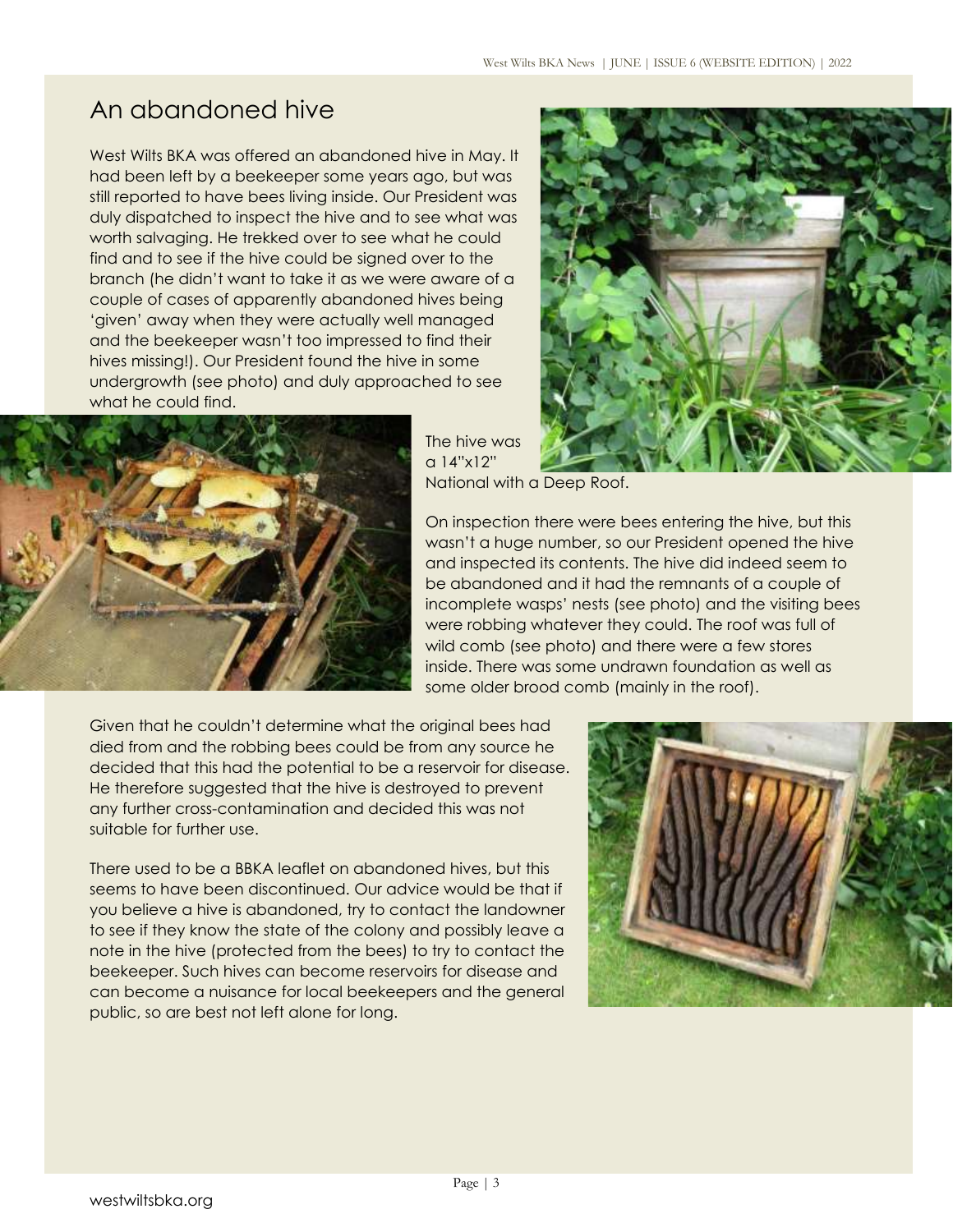# An abandoned hive

West Wilts BKA was offered an abandoned hive in May. It had been left by a beekeeper some years ago, but was still reported to have bees living inside. Our President was duly dispatched to inspect the hive and to see what was worth salvaging. He trekked over to see what he could find and to see if the hive could be signed over to the branch (he didn't want to take it as we were aware of a couple of cases of apparently abandoned hives being 'given' away when they were actually well managed and the beekeeper wasn't too impressed to find their hives missing!). Our President found the hive in some undergrowth (see photo) and duly approached to see what he could find.

The hive was a 14"x12" National with a Deep Roof.

On inspection there were bees entering the hive, but this wasn't a huge number, so our President opened the hive and inspected its contents. The hive did indeed seem to be abandoned and it had the remnants of a couple of incomplete wasps' nests (see photo) and the visiting bees were robbing whatever they could. The roof was full of wild comb (see photo) and there were a few stores inside. There was some undrawn foundation as well as some older brood comb (mainly in the roof).

Given that he couldn't determine what the original bees had died from and the robbing bees could be from any source he decided that this had the potential to be a reservoir for disease. He therefore suggested that the hive is destroyed to prevent any further cross-contamination and decided this was not suitable for further use.

There used to be a BBKA leaflet on abandoned hives, but this seems to have been discontinued. Our advice would be that if you believe a hive is abandoned, try to contact the landowner to see if they know the state of the colony and possibly leave a note in the hive (protected from the bees) to try to contact the beekeeper. Such hives can become reservoirs for disease and can become a nuisance for local beekeepers and the general public, so are best not left alone for long.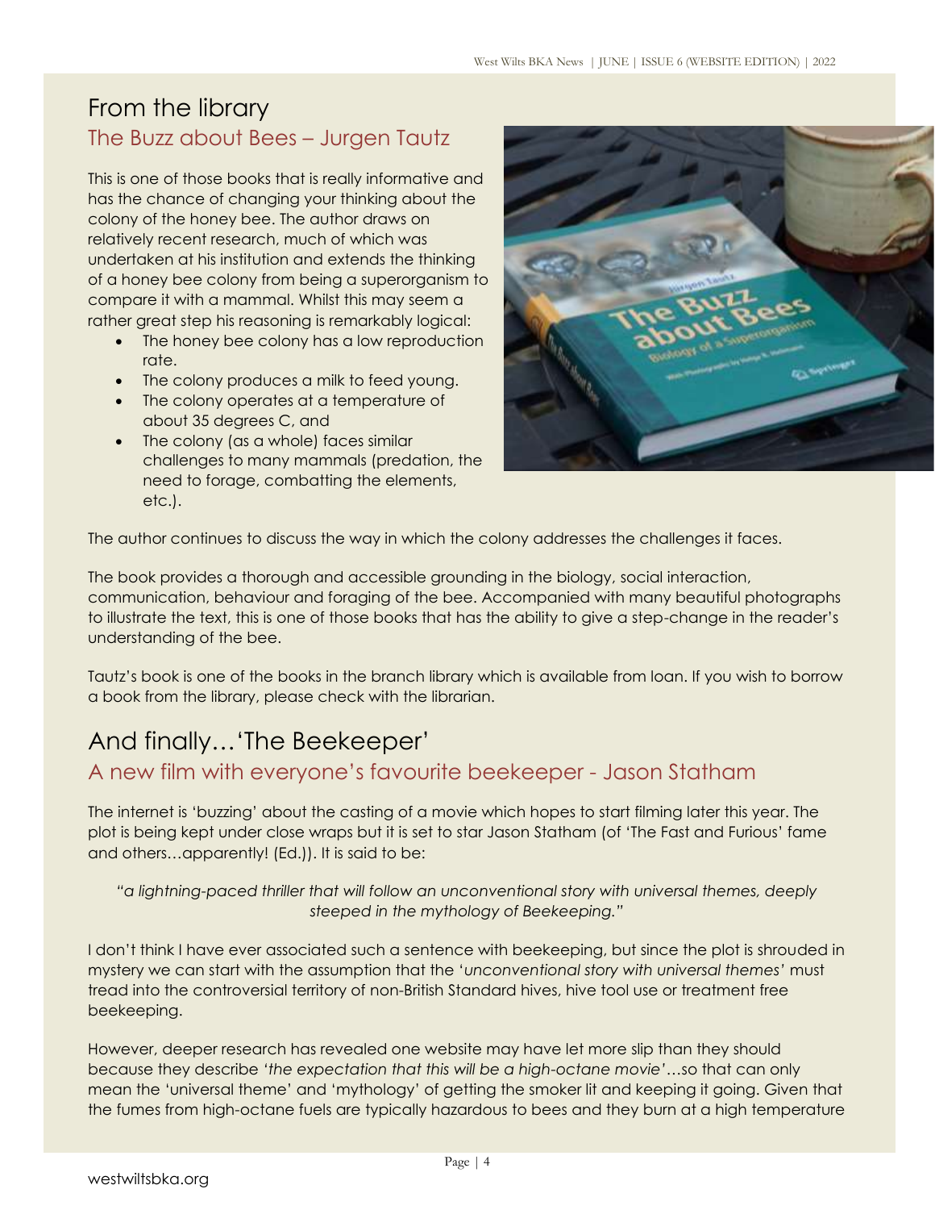# From the library

## The Buzz about Bees – Jurgen Tautz

This is one of those books that is really informative and has the chance of changing your thinking about the colony of the honey bee. The author draws on relatively recent research, much of which was undertaken at his institution and extends the thinking of a honey bee colony from being a superorganism to compare it with a mammal. Whilst this may seem a rather great step his reasoning is remarkably logical:

- The honey bee colony has a low reproduction rate.
- The colony produces a milk to feed young.
- The colony operates at a temperature of about 35 degrees C, and
- The colony (as a whole) faces similar challenges to many mammals (predation, the need to forage, combatting the elements, etc.).

The author continues to discuss the way in which the colony addresses the challenges it faces.

The book provides a thorough and accessible grounding in the biology, social interaction, communication, behaviour and foraging of the bee. Accompanied with many beautiful photographs to illustrate the text, this is one of those books that has the ability to give a step-change in the reader's understanding of the bee.

Tautz's book is one of the books in the branch library which is available from loan. If you wish to borrow a book from the library, please check with the librarian.

# And finally…'The Beekeeper'

## A new film with everyone's favourite beekeeper - Jason Statham

The internet is 'buzzing' about the casting of a movie which hopes to start filming later this year. The plot is being kept under close wraps but it is set to star Jason Statham (of 'The Fast and Furious' fame and others…apparently! (Ed.)). It is said to be:

> *"a lightning-paced thriller that will follow an unconventional story with universal themes, deeply steeped in the mythology of Beekeeping."*

I don't think I have ever associated such a sentence with beekeeping, but since the plot is shrouded in mystery we can start with the assumption that the '*unconventional story with universal themes*' must tread into the controversial territory of non-British Standard hives, hive tool use or treatment free beekeeping.

However, deeper research has revealed one website may have let more slip than they should because they describe '*the expectation that this will be a high-octane movie*'…so that can only mean the 'universal theme' and 'mythology' of getting the smoker lit and keeping it going. Given that the fumes from high-octane fuels are typically hazardous to bees and they burn at a high temperature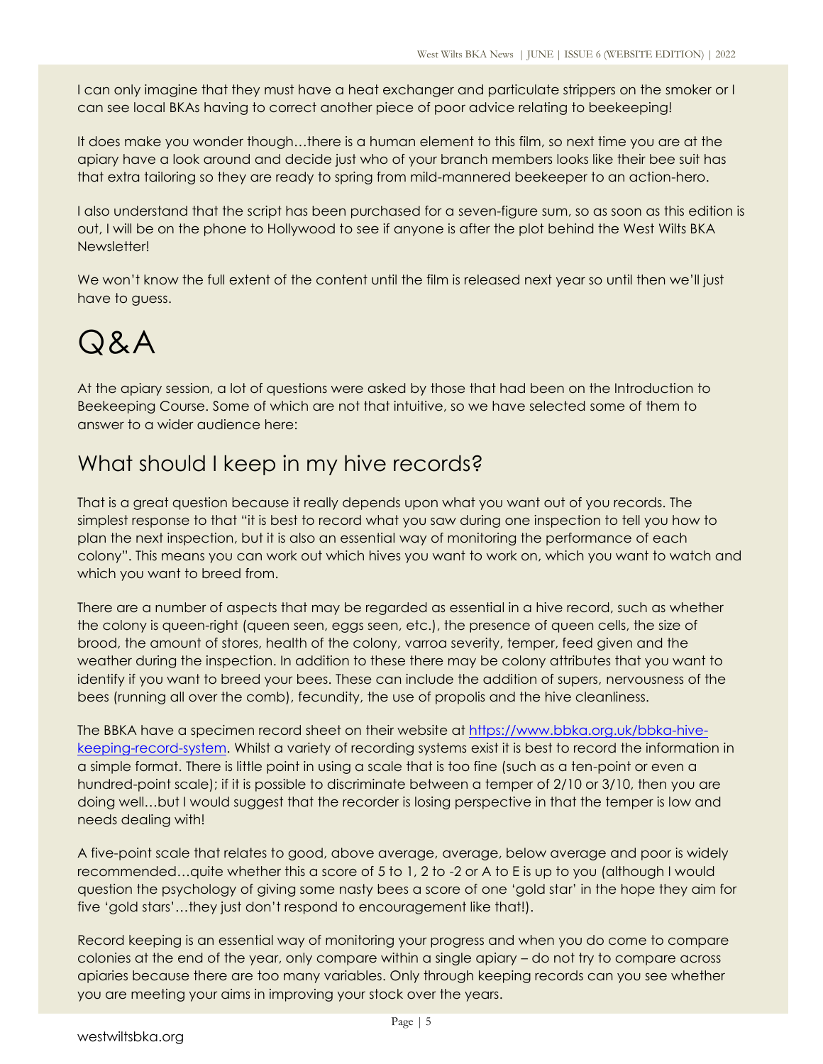I can only imagine that they must have a heat exchanger and particulate strippers on the smoker or I can see local BKAs having to correct another piece of poor advice relating to beekeeping!

It does make you wonder though…there is a human element to this film, so next time you are at the apiary have a look around and decide just who of your branch members looks like their bee suit has that extra tailoring so they are ready to spring from mild-mannered beekeeper to an action-hero.

I also understand that the script has been purchased for a seven-figure sum, so as soon as this edition is out, I will be on the phone to Hollywood to see if anyone is after the plot behind the West Wilts BKA Newsletter!

We won't know the full extent of the content until the film is released next year so until then we'll just have to guess.

# Q&A

At the apiary session, a lot of questions were asked by those that had been on the Introduction to Beekeeping Course. Some of which are not that intuitive, so we have selected some of them to answer to a wider audience here:

## What should I keep in my hive records?

That is a great question because it really depends upon what you want out of you records. The simplest response to that "it is best to record what you saw during one inspection to tell you how to plan the next inspection, but it is also an essential way of monitoring the performance of each colony". This means you can work out which hives you want to work on, which you want to watch and which you want to breed from.

There are a number of aspects that may be regarded as essential in a hive record, such as whether the colony is queen-right (queen seen, eggs seen, etc.), the presence of queen cells, the size of brood, the amount of stores, health of the colony, varroa severity, temper, feed given and the weather during the inspection. In addition to these there may be colony attributes that you want to identify if you want to breed your bees. These can include the addition of supers, nervousness of the bees (running all over the comb), fecundity, the use of propolis and the hive cleanliness.

The BBKA have a specimen record sheet on their website at [https://www.bbka.org.uk/bbka-hive-keeping-record-system](https://www.bbka.org.uk/bbka-hive-keeping-record-system). Whilst a variety of recording systems exist it is best to record the information in a simple format. There is little point in using a scale that is too fine (such as a ten-point or even a hundred-point scale); if it is possible to discriminate between a temper of 2/10 or 3/10, then you are doing well…but I would suggest that the recorder is losing perspective in that the temper is low and needs dealing with!

A five-point scale that relates to good, above average, average, below average and poor is widely recommended…quite whether this a score of 5 to 1, 2 to -2 or A to E is up to you (although I would question the psychology of giving some nasty bees a score of one 'gold star' in the hope they aim for five 'gold stars'…they just don't respond to encouragement like that!).

Record keeping is an essential way of monitoring your progress and when you do come to compare colonies at the end of the year, only compare within a single apiary – do not try to compare across apiaries because there are too many variables. Only through keeping records can you see whether you are meeting your aims in improving your stock over the years.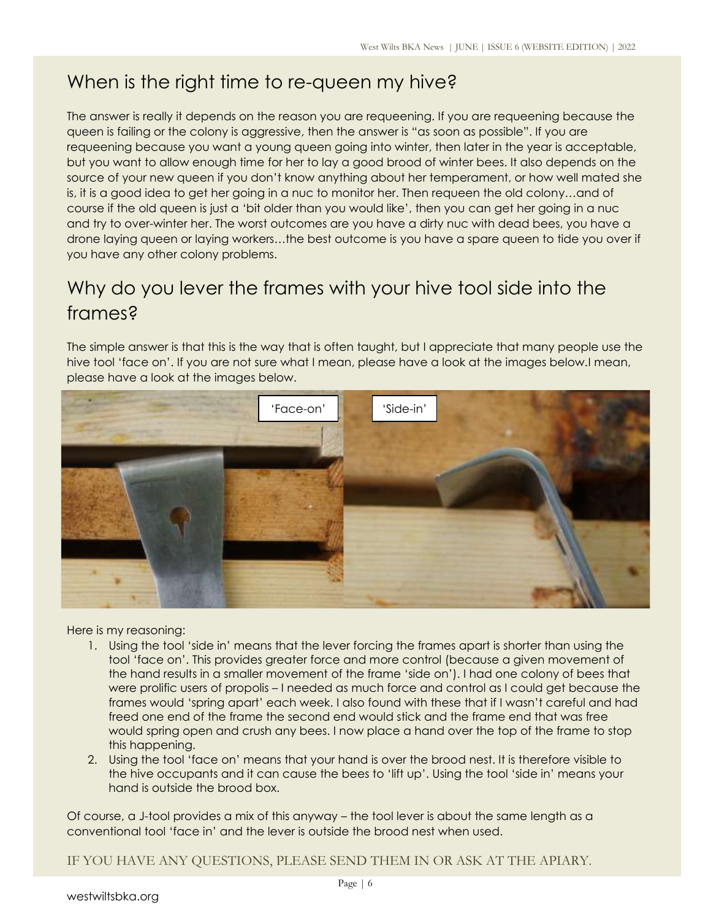## When is the right time to re-queen my hive?

The answer is really it depends on the reason you are requeening. If you are requeening because the queen is failing or the colony is aggressive, then the answer is "as soon as possible". If you are requeening because you want a young queen going into winter, then later in the year is acceptable, but you want to allow enough time for her to lay a good brood of winter bees. It also depends on the source of your new queen if you don't know anything about her temperament, or how well mated she is, it is a good idea to get her going in a nuc to monitor her. Then requeen the old colony…and of course if the old queen is just a 'bit older than you would like', then you can get her going in a nuc and try to over-winter her. The worst outcomes are you have a dirty nuc with dead bees, you have a drone laying queen or laying workers…the best outcome is you have a spare queen to tide you over if you have any other colony problems.

## Why do you lever the frames with your hive tool side into the frames?

The simple answer is that this is the way that is often taught, but I appreciate that many people use the hive tool 'face on'. If you are not sure what I mean, please have a look at the images below.I mean, please have a look at the images below.

'Face-on' 'Side-in'

Here is my reasoning:

1. Using the tool 'side in' means that the lever forcing the frames apart is shorter than using the tool 'face on'. This provides greater force and more control (because a given movement of the hand results in a smaller movement of the frame 'side on'). I had one colony of bees that were prolific users of propolis – I needed as much force and control as I could get because the frames would 'spring apart' each week. I also found with these that if I wasn't careful and had freed one end of the frame the second end would stick and the frame end that was free would spring open and crush any bees. I now place a hand over the top of the frame to stop this happening.
2. Using the tool 'face on' means that your hand is over the brood nest. It is therefore visible to the hive occupants and it can cause the bees to 'lift up'. Using the tool 'side in' means your hand is outside the brood box.

Of course, a J-tool provides a mix of this anyway – the tool lever is about the same length as a conventional tool 'face in' and the lever is outside the brood nest when used.

IF YOU HAVE ANY QUESTIONS, PLEASE SEND THEM IN OR ASK AT THE APIARY.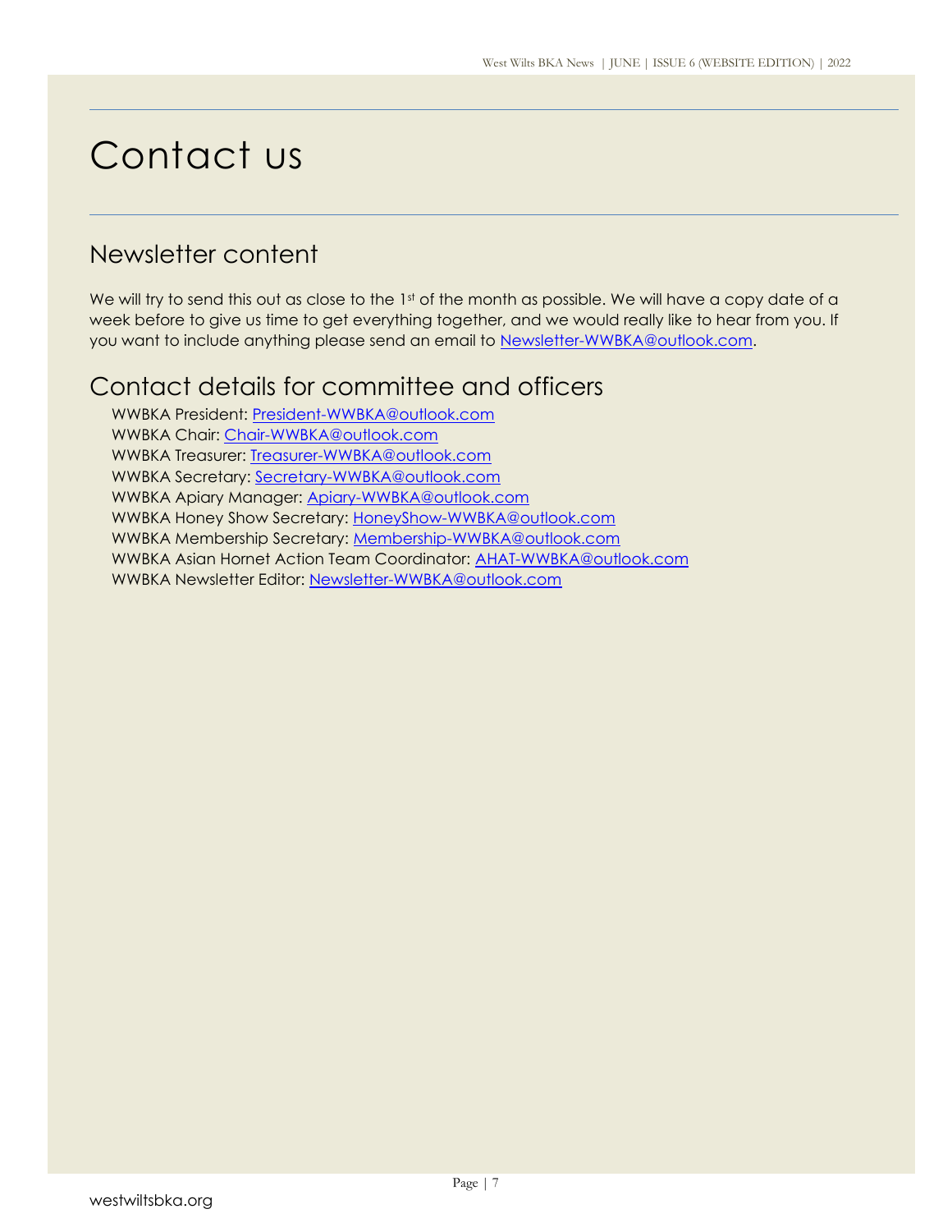# Contact us

## Newsletter content

We will try to send this out as close to the 1st of the month as possible. We will have a copy date of a week before to give us time to get everything together, and we would really like to hear from you. If you want to include anything please send an email to Newsletter-WWBKA@outlook.com.

## Contact details for committee and officers

WWBKA President: President-WWBKA@outlook.com
WWBKA Chair: Chair-WWBKA@outlook.com
WWBKA Treasurer: Treasurer-WWBKA@outlook.com
WWBKA Secretary: Secretary-WWBKA@outlook.com
WWBKA Apiary Manager: Apiary-WWBKA@outlook.com
WWBKA Honey Show Secretary: HoneyShow-WWBKA@outlook.com
WWBKA Membership Secretary: Membership-WWBKA@outlook.com
WWBKA Asian Hornet Action Team Coordinator: AHAT-WWBKA@outlook.com
WWBKA Newsletter Editor: Newsletter-WWBKA@outlook.com